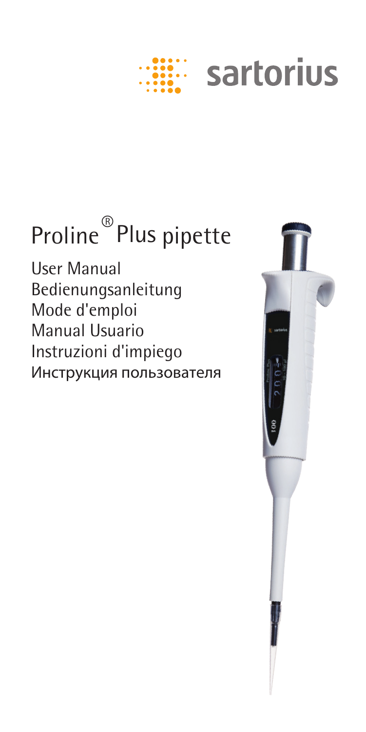sartorius

# Proline® Plus pipette

User Manual
Bedienungsanleitung
Mode d'emploi
Manual Usuario
Instruzioni d'impiego
Инструкция пользователя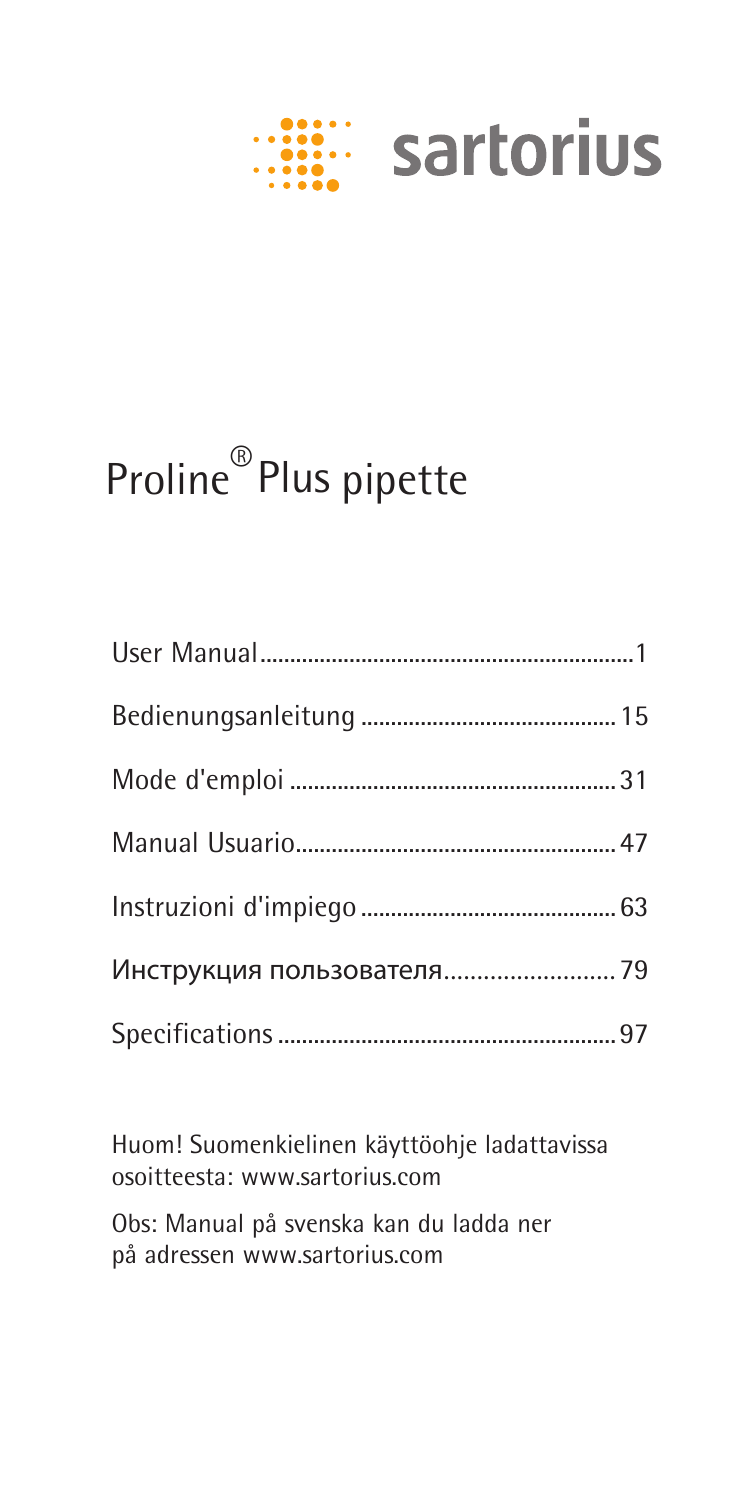sartorius

# Proline® Plus pipette

| | |
|---|---|
| User Manual | 1 |
| Bedienungsanleitung | 15 |
| Mode d'emploi | 31 |
| Manual Usuario | 47 |
| Instruzioni d'impiego | 63 |
| Инструкция пользователя | 79 |
| Specifications | 97 |

Huom! Suomenkielinen käyttöohje ladattavissa osoitteesta: www.sartorius.com

Obs: Manual på svenska kan du ladda ner på adressen www.sartorius.com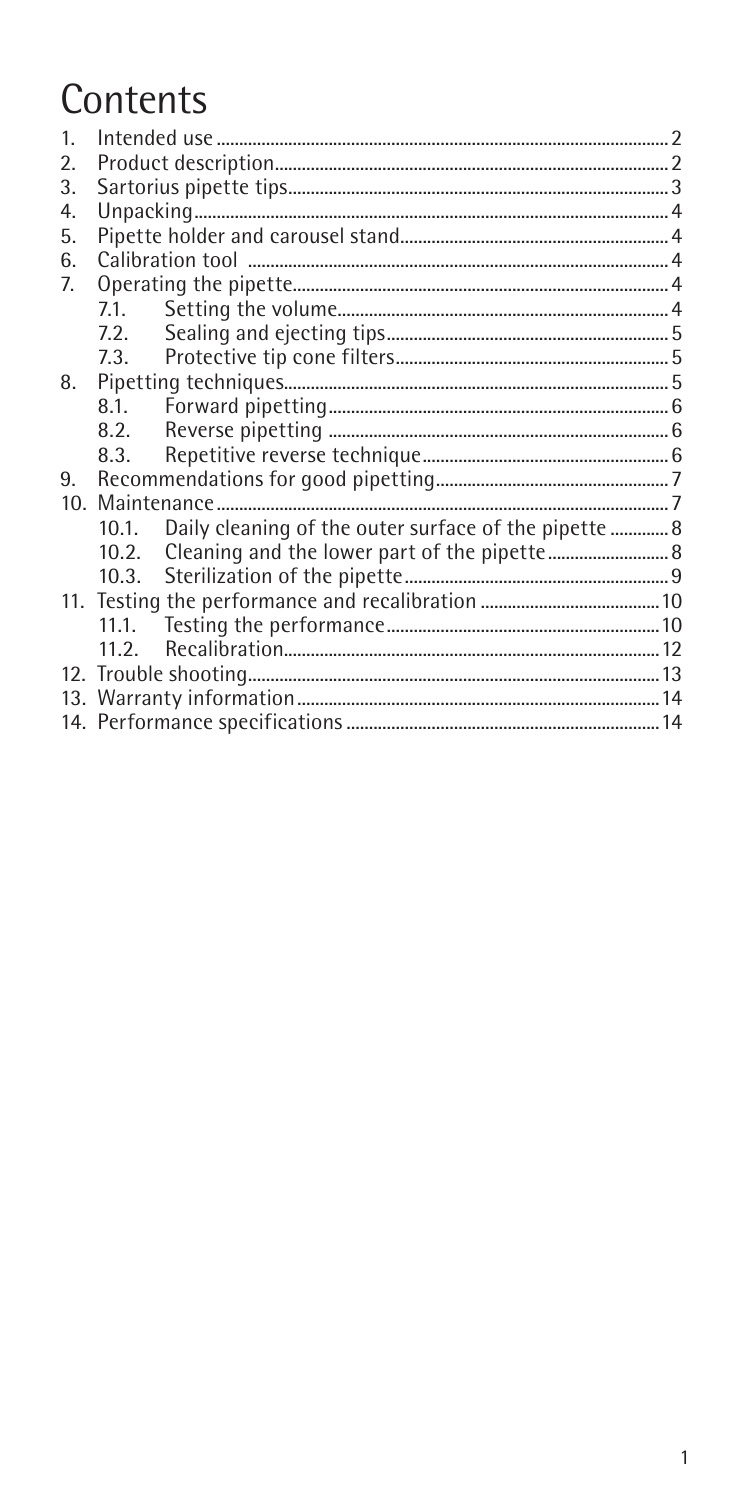# Contents

1. Intended use ........ 2
2. Product description ........ 2
3. Sartorius pipette tips ........ 3
4. Unpacking ........ 4
5. Pipette holder and carousel stand ........ 4
6. Calibration tool ........ 4
7. Operating the pipette ........ 4
   - 7.1. Setting the volume ........ 4
   - 7.2. Sealing and ejecting tips ........ 5
   - 7.3. Protective tip cone filters ........ 5
8. Pipetting techniques ........ 5
   - 8.1. Forward pipetting ........ 6
   - 8.2. Reverse pipetting ........ 6
   - 8.3. Repetitive reverse technique ........ 6
9. Recommendations for good pipetting ........ 7
10. Maintenance ........ 7
    - 10.1. Daily cleaning of the outer surface of the pipette ........ 8
    - 10.2. Cleaning and the lower part of the pipette ........ 8
    - 10.3. Sterilization of the pipette ........ 9
11. Testing the performance and recalibration ........ 10
    - 11.1. Testing the performance ........ 10
    - 11.2. Recalibration ........ 12
12. Trouble shooting ........ 13
13. Warranty information ........ 14
14. Performance specifications ........ 14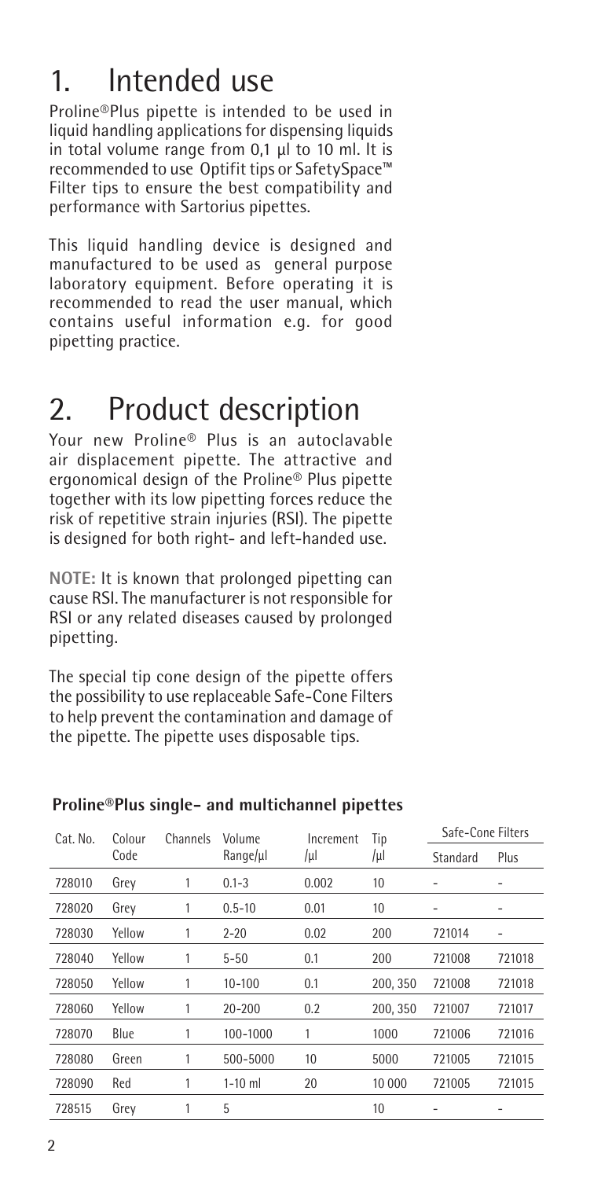# 1. Intended use

Proline®Plus pipette is intended to be used in liquid handling applications for dispensing liquids in total volume range from 0,1 µl to 10 ml. It is recommended to use Optifit tips or SafetySpace™ Filter tips to ensure the best compatibility and performance with Sartorius pipettes.

This liquid handling device is designed and manufactured to be used as general purpose laboratory equipment. Before operating it is recommended to read the user manual, which contains useful information e.g. for good pipetting practice.

# 2. Product description

Your new Proline® Plus is an autoclavable air displacement pipette. The attractive and ergonomical design of the Proline® Plus pipette together with its low pipetting forces reduce the risk of repetitive strain injuries (RSI). The pipette is designed for both right- and left-handed use.

**NOTE:** It is known that prolonged pipetting can cause RSI. The manufacturer is not responsible for RSI or any related diseases caused by prolonged pipetting.

The special tip cone design of the pipette offers the possibility to use replaceable Safe-Cone Filters to help prevent the contamination and damage of the pipette. The pipette uses disposable tips.

**Proline®Plus single- and multichannel pipettes**

| Cat. No. | Colour Code | Channels | Volume Range/µl | Increment /µl | Tip /µl | Safe-Cone Filters | |
|---|---|---|---|---|---|---|---|
| | | | | | | Standard | Plus |
| 728010 | Grey | 1 | 0.1-3 | 0.002 | 10 | - | - |
| 728020 | Grey | 1 | 0.5-10 | 0.01 | 10 | - | - |
| 728030 | Yellow | 1 | 2-20 | 0.02 | 200 | 721014 | - |
| 728040 | Yellow | 1 | 5-50 | 0.1 | 200 | 721008 | 721018 |
| 728050 | Yellow | 1 | 10-100 | 0.1 | 200, 350 | 721008 | 721018 |
| 728060 | Yellow | 1 | 20-200 | 0.2 | 200, 350 | 721007 | 721017 |
| 728070 | Blue | 1 | 100-1000 | 1 | 1000 | 721006 | 721016 |
| 728080 | Green | 1 | 500-5000 | 10 | 5000 | 721005 | 721015 |
| 728090 | Red | 1 | 1-10 ml | 20 | 10 000 | 721005 | 721015 |
| 728515 | Grey | 1 | 5 | | 10 | - | - |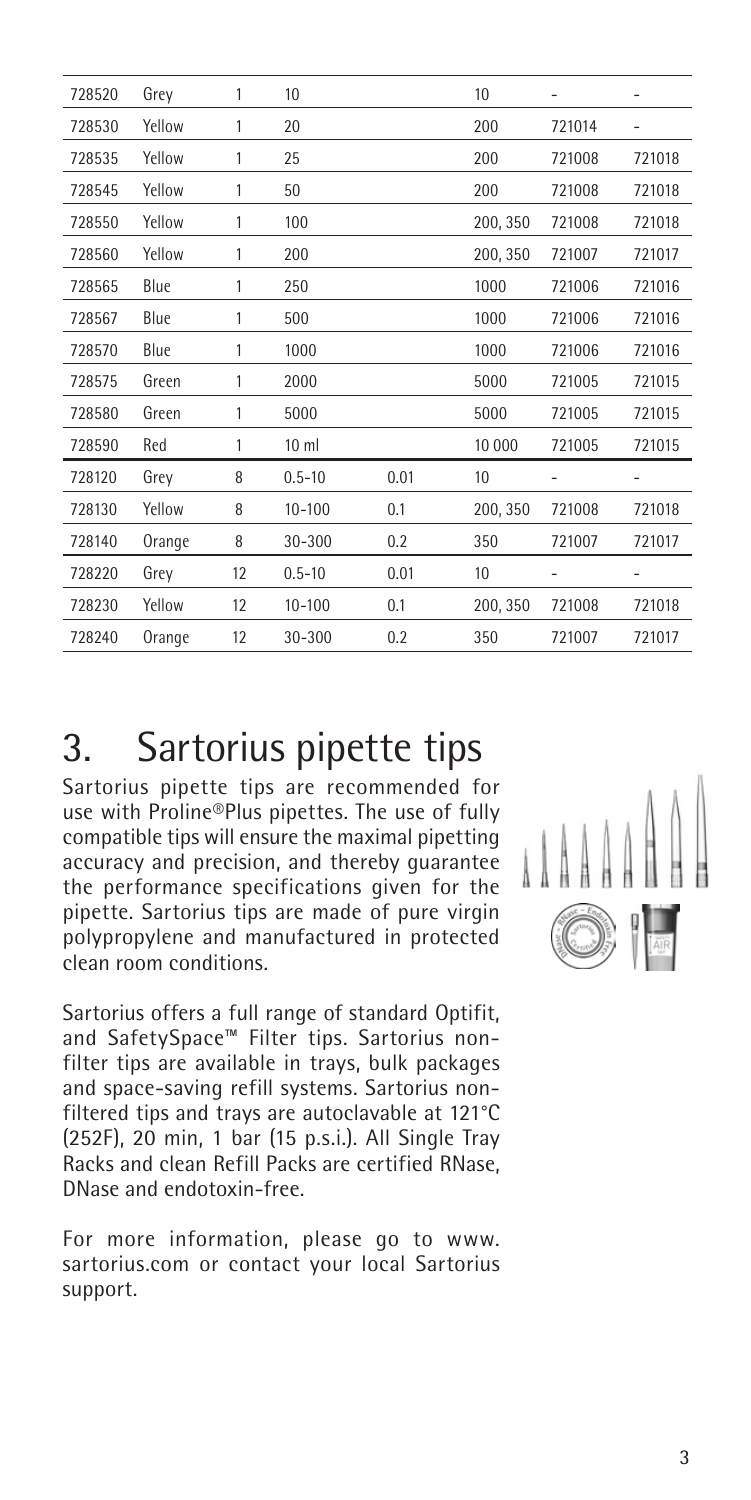| 728520 | Grey | 1 | 10 | | 10 | - | - |
|---|---|---|---|---|---|---|---|
| 728530 | Yellow | 1 | 20 | | 200 | 721014 | - |
| 728535 | Yellow | 1 | 25 | | 200 | 721008 | 721018 |
| 728545 | Yellow | 1 | 50 | | 200 | 721008 | 721018 |
| 728550 | Yellow | 1 | 100 | | 200, 350 | 721008 | 721018 |
| 728560 | Yellow | 1 | 200 | | 200, 350 | 721007 | 721017 |
| 728565 | Blue | 1 | 250 | | 1000 | 721006 | 721016 |
| 728567 | Blue | 1 | 500 | | 1000 | 721006 | 721016 |
| 728570 | Blue | 1 | 1000 | | 1000 | 721006 | 721016 |
| 728575 | Green | 1 | 2000 | | 5000 | 721005 | 721015 |
| 728580 | Green | 1 | 5000 | | 5000 | 721005 | 721015 |
| 728590 | Red | 1 | 10 ml | | 10 000 | 721005 | 721015 |
| 728120 | Grey | 8 | 0.5-10 | 0.01 | 10 | - | - |
| 728130 | Yellow | 8 | 10-100 | 0.1 | 200, 350 | 721008 | 721018 |
| 728140 | Orange | 8 | 30-300 | 0.2 | 350 | 721007 | 721017 |
| 728220 | Grey | 12 | 0.5-10 | 0.01 | 10 | - | - |
| 728230 | Yellow | 12 | 10-100 | 0.1 | 200, 350 | 721008 | 721018 |
| 728240 | Orange | 12 | 30-300 | 0.2 | 350 | 721007 | 721017 |

# 3. Sartorius pipette tips

Sartorius pipette tips are recommended for use with Proline®Plus pipettes. The use of fully compatible tips will ensure the maximal pipetting accuracy and precision, and thereby guarantee the performance specifications given for the pipette. Sartorius tips are made of pure virgin polypropylene and manufactured in protected clean room conditions.

Sartorius offers a full range of standard Optifit, and SafetySpace™ Filter tips. Sartorius non-filter tips are available in trays, bulk packages and space-saving refill systems. Sartorius non-filtered tips and trays are autoclavable at 121°C (252F), 20 min, 1 bar (15 p.s.i.). All Single Tray Racks and clean Refill Packs are certified RNase, DNase and endotoxin-free.

For more information, please go to www.sartorius.com or contact your local Sartorius support.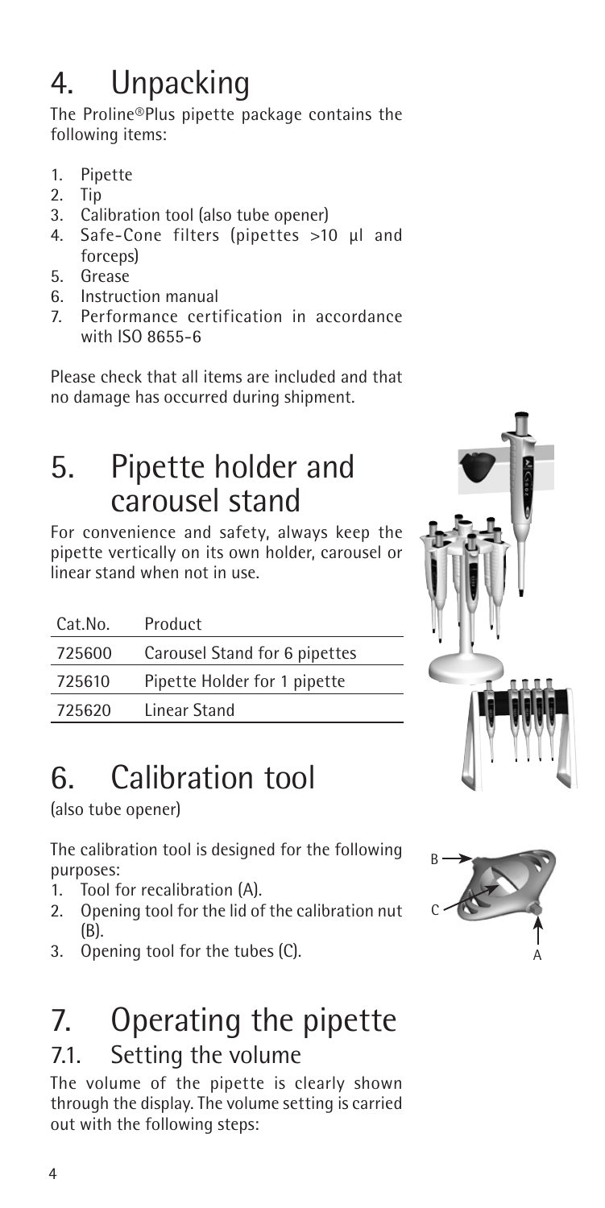# 4. Unpacking

The Proline®Plus pipette package contains the following items:

1. Pipette
2. Tip
3. Calibration tool (also tube opener)
4. Safe-Cone filters (pipettes >10 µl and forceps)
5. Grease
6. Instruction manual
7. Performance certification in accordance with ISO 8655-6

Please check that all items are included and that no damage has occurred during shipment.

# 5. Pipette holder and carousel stand

For convenience and safety, always keep the pipette vertically on its own holder, carousel or linear stand when not in use.

| Cat.No. | Product |
|---|---|
| 725600 | Carousel Stand for 6 pipettes |
| 725610 | Pipette Holder for 1 pipette |
| 725620 | Linear Stand |

# 6. Calibration tool

(also tube opener)

The calibration tool is designed for the following purposes:

1. Tool for recalibration (A).
2. Opening tool for the lid of the calibration nut (B).
3. Opening tool for the tubes (C).

# 7. Operating the pipette

## 7.1. Setting the volume

The volume of the pipette is clearly shown through the display. The volume setting is carried out with the following steps: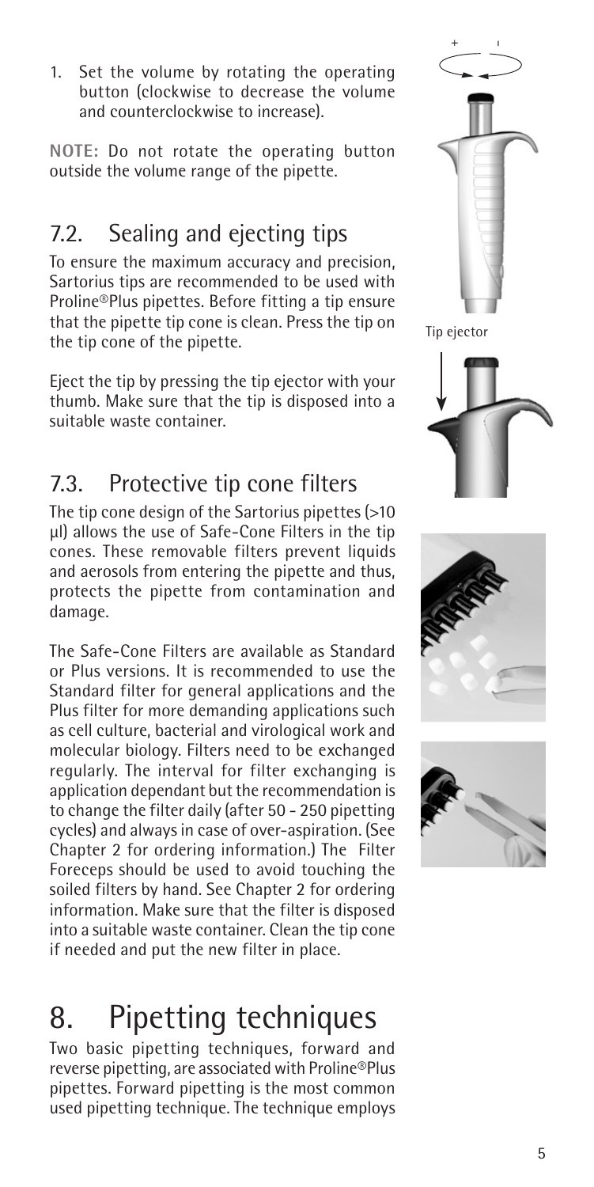1. Set the volume by rotating the operating button (clockwise to decrease the volume and counterclockwise to increase).

**NOTE:** Do not rotate the operating button outside the volume range of the pipette.

## 7.2. Sealing and ejecting tips

To ensure the maximum accuracy and precision, Sartorius tips are recommended to be used with Proline®Plus pipettes. Before fitting a tip ensure that the pipette tip cone is clean. Press the tip on the tip cone of the pipette.

Eject the tip by pressing the tip ejector with your thumb. Make sure that the tip is disposed into a suitable waste container.

Tip ejector

## 7.3. Protective tip cone filters

The tip cone design of the Sartorius pipettes (>10 µl) allows the use of Safe-Cone Filters in the tip cones. These removable filters prevent liquids and aerosols from entering the pipette and thus, protects the pipette from contamination and damage.

The Safe-Cone Filters are available as Standard or Plus versions. It is recommended to use the Standard filter for general applications and the Plus filter for more demanding applications such as cell culture, bacterial and virological work and molecular biology. Filters need to be exchanged regularly. The interval for filter exchanging is application dependant but the recommendation is to change the filter daily (after 50 - 250 pipetting cycles) and always in case of over-aspiration. (See Chapter 2 for ordering information.) The Filter Foreceps should be used to avoid touching the soiled filters by hand. See Chapter 2 for ordering information. Make sure that the filter is disposed into a suitable waste container. Clean the tip cone if needed and put the new filter in place.

# 8. Pipetting techniques

Two basic pipetting techniques, forward and reverse pipetting, are associated with Proline®Plus pipettes. Forward pipetting is the most common used pipetting technique. The technique employs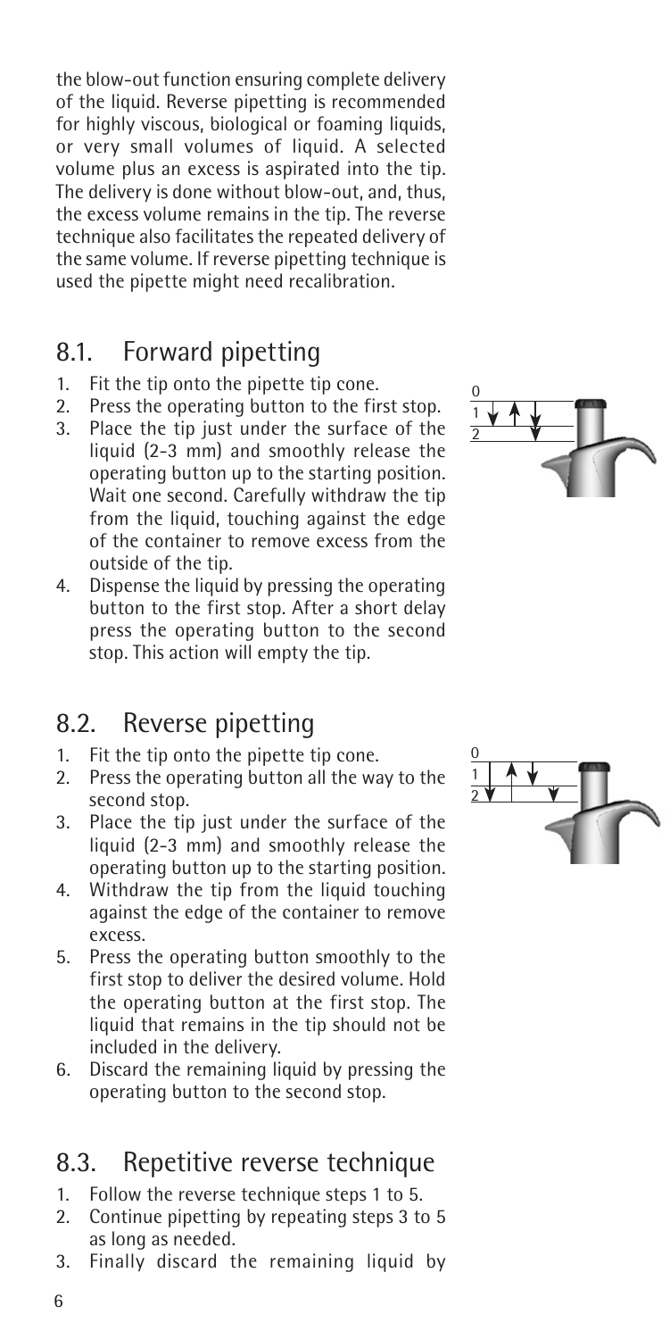the blow-out function ensuring complete delivery of the liquid. Reverse pipetting is recommended for highly viscous, biological or foaming liquids, or very small volumes of liquid. A selected volume plus an excess is aspirated into the tip. The delivery is done without blow-out, and, thus, the excess volume remains in the tip. The reverse technique also facilitates the repeated delivery of the same volume. If reverse pipetting technique is used the pipette might need recalibration.

## 8.1. Forward pipetting

1. Fit the tip onto the pipette tip cone.
2. Press the operating button to the first stop.
3. Place the tip just under the surface of the liquid (2-3 mm) and smoothly release the operating button up to the starting position. Wait one second. Carefully withdraw the tip from the liquid, touching against the edge of the container to remove excess from the outside of the tip.
4. Dispense the liquid by pressing the operating button to the first stop. After a short delay press the operating button to the second stop. This action will empty the tip.

## 8.2. Reverse pipetting

1. Fit the tip onto the pipette tip cone.
2. Press the operating button all the way to the second stop.
3. Place the tip just under the surface of the liquid (2-3 mm) and smoothly release the operating button up to the starting position.
4. Withdraw the tip from the liquid touching against the edge of the container to remove excess.
5. Press the operating button smoothly to the first stop to deliver the desired volume. Hold the operating button at the first stop. The liquid that remains in the tip should not be included in the delivery.
6. Discard the remaining liquid by pressing the operating button to the second stop.

## 8.3. Repetitive reverse technique

1. Follow the reverse technique steps 1 to 5.
2. Continue pipetting by repeating steps 3 to 5 as long as needed.
3. Finally discard the remaining liquid by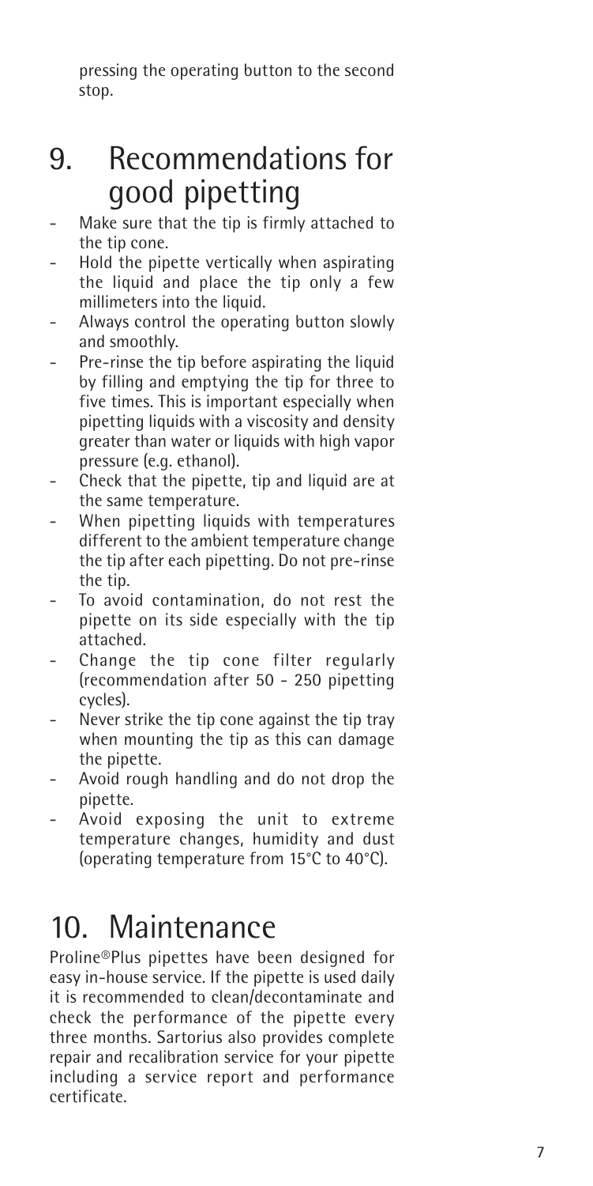pressing the operating button to the second stop.

## 9. Recommendations for good pipetting

- Make sure that the tip is firmly attached to the tip cone.
- Hold the pipette vertically when aspirating the liquid and place the tip only a few millimeters into the liquid.
- Always control the operating button slowly and smoothly.
- Pre-rinse the tip before aspirating the liquid by filling and emptying the tip for three to five times. This is important especially when pipetting liquids with a viscosity and density greater than water or liquids with high vapor pressure (e.g. ethanol).
- Check that the pipette, tip and liquid are at the same temperature.
- When pipetting liquids with temperatures different to the ambient temperature change the tip after each pipetting. Do not pre-rinse the tip.
- To avoid contamination, do not rest the pipette on its side especially with the tip attached.
- Change the tip cone filter regularly (recommendation after 50 - 250 pipetting cycles).
- Never strike the tip cone against the tip tray when mounting the tip as this can damage the pipette.
- Avoid rough handling and do not drop the pipette.
- Avoid exposing the unit to extreme temperature changes, humidity and dust (operating temperature from 15°C to 40°C).

## 10. Maintenance

Proline®Plus pipettes have been designed for easy in-house service. If the pipette is used daily it is recommended to clean/decontaminate and check the performance of the pipette every three months. Sartorius also provides complete repair and recalibration service for your pipette including a service report and performance certificate.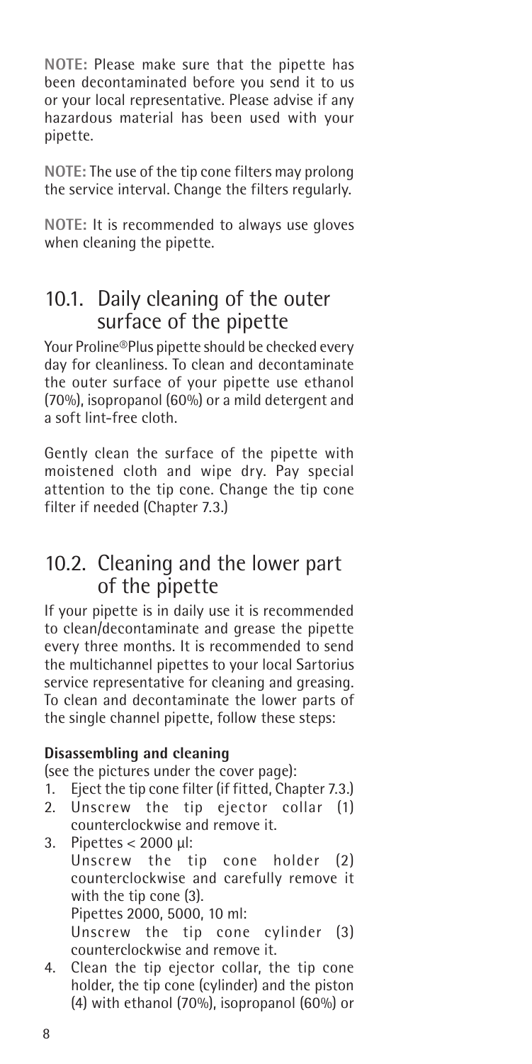**NOTE:** Please make sure that the pipette has been decontaminated before you send it to us or your local representative. Please advise if any hazardous material has been used with your pipette.

**NOTE:** The use of the tip cone filters may prolong the service interval. Change the filters regularly.

**NOTE:** It is recommended to always use gloves when cleaning the pipette.

## 10.1. Daily cleaning of the outer surface of the pipette

Your Proline®Plus pipette should be checked every day for cleanliness. To clean and decontaminate the outer surface of your pipette use ethanol (70%), isopropanol (60%) or a mild detergent and a soft lint-free cloth.

Gently clean the surface of the pipette with moistened cloth and wipe dry. Pay special attention to the tip cone. Change the tip cone filter if needed (Chapter 7.3.)

## 10.2. Cleaning and the lower part of the pipette

If your pipette is in daily use it is recommended to clean/decontaminate and grease the pipette every three months. It is recommended to send the multichannel pipettes to your local Sartorius service representative for cleaning and greasing. To clean and decontaminate the lower parts of the single channel pipette, follow these steps:

**Disassembling and cleaning**

(see the pictures under the cover page):

1. Eject the tip cone filter (if fitted, Chapter 7.3.)
2. Unscrew the tip ejector collar (1) counterclockwise and remove it.
3. Pipettes < 2000 µl:
   Unscrew the tip cone holder (2) counterclockwise and carefully remove it with the tip cone (3).
   Pipettes 2000, 5000, 10 ml:
   Unscrew the tip cone cylinder (3) counterclockwise and remove it.
4. Clean the tip ejector collar, the tip cone holder, the tip cone (cylinder) and the piston (4) with ethanol (70%), isopropanol (60%) or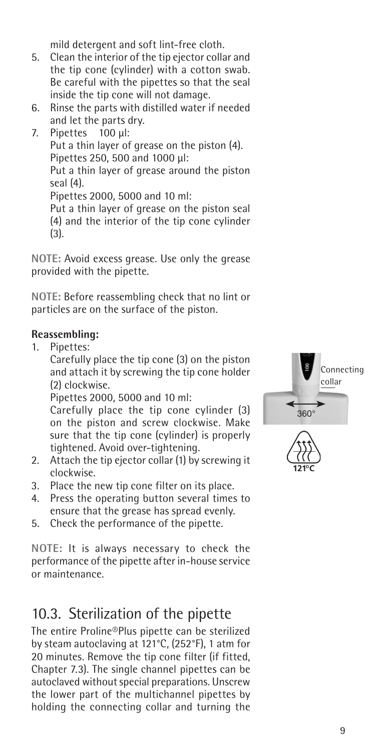mild detergent and soft lint-free cloth.

5. Clean the interior of the tip ejector collar and the tip cone (cylinder) with a cotton swab. Be careful with the pipettes so that the seal inside the tip cone will not damage.
6. Rinse the parts with distilled water if needed and let the parts dry.
7. Pipettes 100 µl:
   Put a thin layer of grease on the piston (4).
   Pipettes 250, 500 and 1000 µl:
   Put a thin layer of grease around the piston seal (4).
   Pipettes 2000, 5000 and 10 ml:
   Put a thin layer of grease on the piston seal (4) and the interior of the tip cone cylinder (3).

**NOTE:** Avoid excess grease. Use only the grease provided with the pipette.

**NOTE:** Before reassembling check that no lint or particles are on the surface of the piston.

**Reassembling:**

1. Pipettes:
   Carefully place the tip cone (3) on the piston and attach it by screwing the tip cone holder (2) clockwise.
   Pipettes 2000, 5000 and 10 ml:
   Carefully place the tip cone cylinder (3) on the piston and screw clockwise. Make sure that the tip cone (cylinder) is properly tightened. Avoid over-tightening.
2. Attach the tip ejector collar (1) by screwing it clockwise.
3. Place the new tip cone filter on its place.
4. Press the operating button several times to ensure that the grease has spread evenly.
5. Check the performance of the pipette.

**NOTE:** It is always necessary to check the performance of the pipette after in-house service or maintenance.

Connecting collar

360°

121°C

## 10.3. Sterilization of the pipette

The entire Proline®Plus pipette can be sterilized by steam autoclaving at 121°C, (252°F), 1 atm for 20 minutes. Remove the tip cone filter (if fitted, Chapter 7.3). The single channel pipettes can be autoclaved without special preparations. Unscrew the lower part of the multichannel pipettes by holding the connecting collar and turning the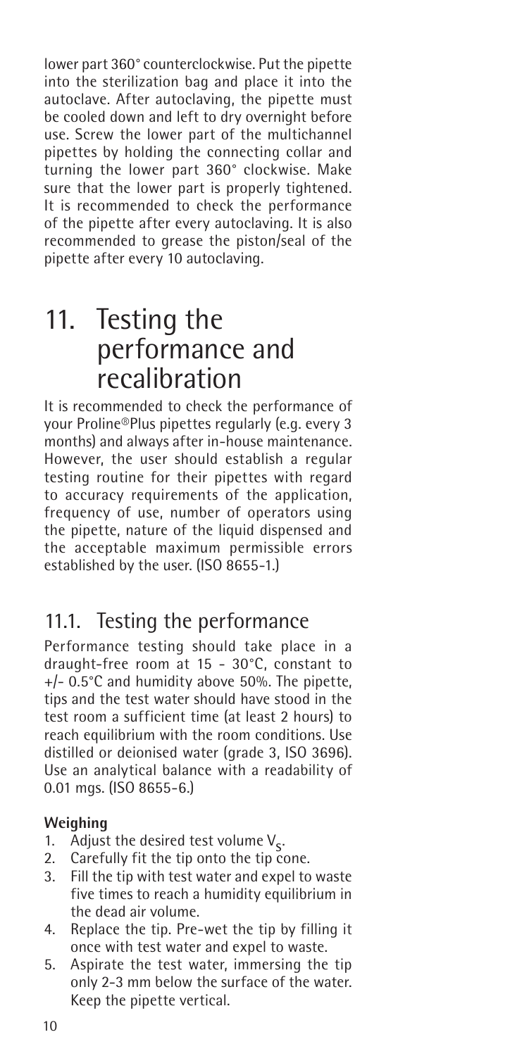lower part 360° counterclockwise. Put the pipette into the sterilization bag and place it into the autoclave. After autoclaving, the pipette must be cooled down and left to dry overnight before use. Screw the lower part of the multichannel pipettes by holding the connecting collar and turning the lower part 360° clockwise. Make sure that the lower part is properly tightened. It is recommended to check the performance of the pipette after every autoclaving. It is also recommended to grease the piston/seal of the pipette after every 10 autoclaving.

# 11. Testing the performance and recalibration

It is recommended to check the performance of your Proline®Plus pipettes regularly (e.g. every 3 months) and always after in-house maintenance. However, the user should establish a regular testing routine for their pipettes with regard to accuracy requirements of the application, frequency of use, number of operators using the pipette, nature of the liquid dispensed and the acceptable maximum permissible errors established by the user. (ISO 8655-1.)

## 11.1. Testing the performance

Performance testing should take place in a draught-free room at 15 - 30°C, constant to +/- 0.5°C and humidity above 50%. The pipette, tips and the test water should have stood in the test room a sufficient time (at least 2 hours) to reach equilibrium with the room conditions. Use distilled or deionised water (grade 3, ISO 3696). Use an analytical balance with a readability of 0.01 mgs. (ISO 8655-6.)

**Weighing**

1. Adjust the desired test volume $V_S$.
2. Carefully fit the tip onto the tip cone.
3. Fill the tip with test water and expel to waste five times to reach a humidity equilibrium in the dead air volume.
4. Replace the tip. Pre-wet the tip by filling it once with test water and expel to waste.
5. Aspirate the test water, immersing the tip only 2-3 mm below the surface of the water. Keep the pipette vertical.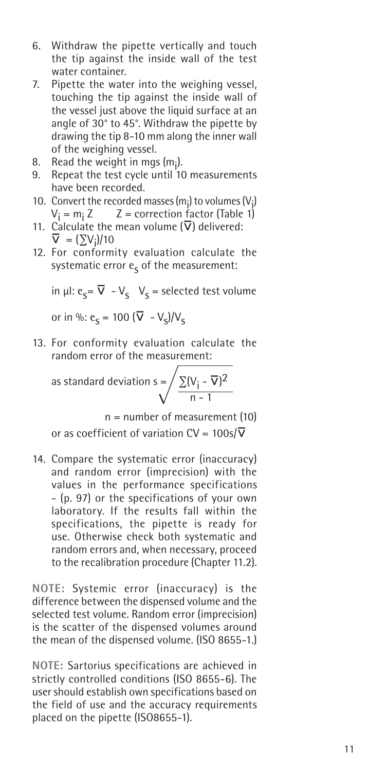6. Withdraw the pipette vertically and touch the tip against the inside wall of the test water container.
7. Pipette the water into the weighing vessel, touching the tip against the inside wall of the vessel just above the liquid surface at an angle of 30° to 45°. Withdraw the pipette by drawing the tip 8-10 mm along the inner wall of the weighing vessel.
8. Read the weight in mgs ($m_i$).
9. Repeat the test cycle until 10 measurements have been recorded.
10. Convert the recorded masses ($m_i$) to volumes ($V_i$)
    $V_i = m_i Z$     Z = correction factor (Table 1)
11. Calculate the mean volume ($\overline{V}$) delivered:
    $\overline{V} = (\sum V_i)/10$
12. For conformity evaluation calculate the systematic error $e_s$ of the measurement:

    in µl: $e_s = \overline{V} - V_s$   $V_s$ = selected test volume

    or in %: $e_s = 100\,(\overline{V} - V_s)/V_s$

13. For conformity evaluation calculate the random error of the measurement:

    as standard deviation $s = \sqrt{\dfrac{\sum(V_i - \overline{V})^2}{n - 1}}$

    n = number of measurement (10)

    or as coefficient of variation $CV = 100s/\overline{V}$

14. Compare the systematic error (inaccuracy) and random error (imprecision) with the values in the performance specifications - (p. 97) or the specifications of your own laboratory. If the results fall within the specifications, the pipette is ready for use. Otherwise check both systematic and random errors and, when necessary, proceed to the recalibration procedure (Chapter 11.2).

**NOTE:** Systemic error (inaccuracy) is the difference between the dispensed volume and the selected test volume. Random error (imprecision) is the scatter of the dispensed volumes around the mean of the dispensed volume. (ISO 8655-1.)

**NOTE:** Sartorius specifications are achieved in strictly controlled conditions (ISO 8655-6). The user should establish own specifications based on the field of use and the accuracy requirements placed on the pipette (ISO8655-1).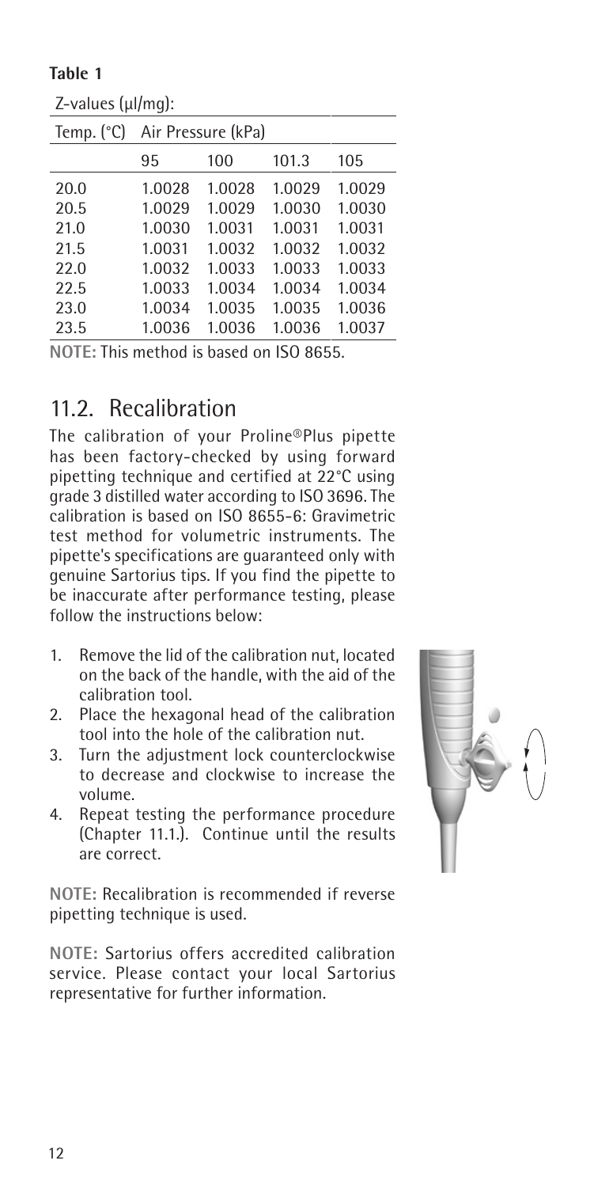**Table 1**

Z-values (µl/mg):

| Temp. (°C) | Air Pressure (kPa) | | | |
|---|---|---|---|---|
| | 95 | 100 | 101.3 | 105 |
| 20.0 | 1.0028 | 1.0028 | 1.0029 | 1.0029 |
| 20.5 | 1.0029 | 1.0029 | 1.0030 | 1.0030 |
| 21.0 | 1.0030 | 1.0031 | 1.0031 | 1.0031 |
| 21.5 | 1.0031 | 1.0032 | 1.0032 | 1.0032 |
| 22.0 | 1.0032 | 1.0033 | 1.0033 | 1.0033 |
| 22.5 | 1.0033 | 1.0034 | 1.0034 | 1.0034 |
| 23.0 | 1.0034 | 1.0035 | 1.0035 | 1.0036 |
| 23.5 | 1.0036 | 1.0036 | 1.0036 | 1.0037 |

**NOTE:** This method is based on ISO 8655.

## 11.2. Recalibration

The calibration of your Proline®Plus pipette has been factory-checked by using forward pipetting technique and certified at 22°C using grade 3 distilled water according to ISO 3696. The calibration is based on ISO 8655-6: Gravimetric test method for volumetric instruments. The pipette's specifications are guaranteed only with genuine Sartorius tips. If you find the pipette to be inaccurate after performance testing, please follow the instructions below:

1. Remove the lid of the calibration nut, located on the back of the handle, with the aid of the calibration tool.
2. Place the hexagonal head of the calibration tool into the hole of the calibration nut.
3. Turn the adjustment lock counterclockwise to decrease and clockwise to increase the volume.
4. Repeat testing the performance procedure (Chapter 11.1.). Continue until the results are correct.

**NOTE:** Recalibration is recommended if reverse pipetting technique is used.

**NOTE:** Sartorius offers accredited calibration service. Please contact your local Sartorius representative for further information.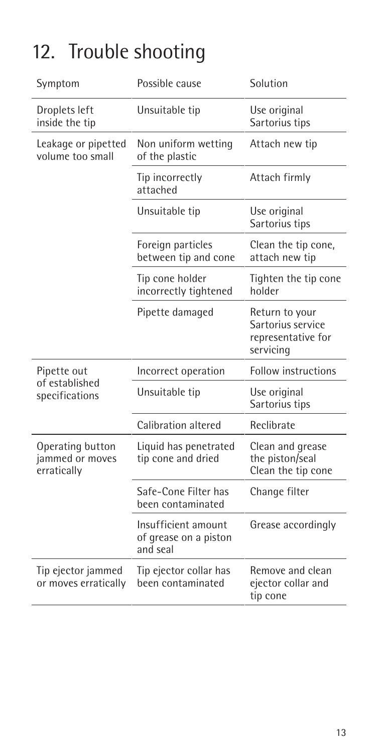## 12. Trouble shooting

| Symptom | Possible cause | Solution |
|---|---|---|
| Droplets left inside the tip | Unsuitable tip | Use original Sartorius tips |
| Leakage or pipetted volume too small | Non uniform wetting of the plastic | Attach new tip |
| | Tip incorrectly attached | Attach firmly |
| | Unsuitable tip | Use original Sartorius tips |
| | Foreign particles between tip and cone | Clean the tip cone, attach new tip |
| | Tip cone holder incorrectly tightened | Tighten the tip cone holder |
| | Pipette damaged | Return to your Sartorius service representative for servicing |
| Pipette out of established specifications | Incorrect operation | Follow instructions |
| | Unsuitable tip | Use original Sartorius tips |
| | Calibration altered | Reclibrate |
| Operating button jammed or moves erratically | Liquid has penetrated tip cone and dried | Clean and grease the piston/seal Clean the tip cone |
| | Safe-Cone Filter has been contaminated | Change filter |
| | Insufficient amount of grease on a piston and seal | Grease accordingly |
| Tip ejector jammed or moves erratically | Tip ejector collar has been contaminated | Remove and clean ejector collar and tip cone |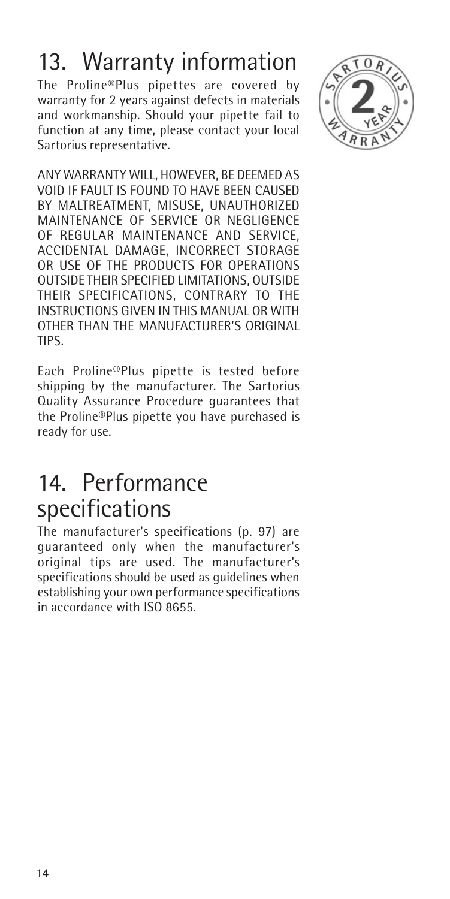## 13. Warranty information

The Proline®Plus pipettes are covered by warranty for 2 years against defects in materials and workmanship. Should your pipette fail to function at any time, please contact your local Sartorius representative.

ANY WARRANTY WILL, HOWEVER, BE DEEMED AS VOID IF FAULT IS FOUND TO HAVE BEEN CAUSED BY MALTREATMENT, MISUSE, UNAUTHORIZED MAINTENANCE OF SERVICE OR NEGLIGENCE OF REGULAR MAINTENANCE AND SERVICE, ACCIDENTAL DAMAGE, INCORRECT STORAGE OR USE OF THE PRODUCTS FOR OPERATIONS OUTSIDE THEIR SPECIFIED LIMITATIONS, OUTSIDE THEIR SPECIFICATIONS, CONTRARY TO THE INSTRUCTIONS GIVEN IN THIS MANUAL OR WITH OTHER THAN THE MANUFACTURER'S ORIGINAL TIPS.

Each Proline®Plus pipette is tested before shipping by the manufacturer. The Sartorius Quality Assurance Procedure guarantees that the Proline®Plus pipette you have purchased is ready for use.

## 14. Performance specifications

The manufacturer's specifications (p. 97) are guaranteed only when the manufacturer's original tips are used. The manufacturer's specifications should be used as guidelines when establishing your own performance specifications in accordance with ISO 8655.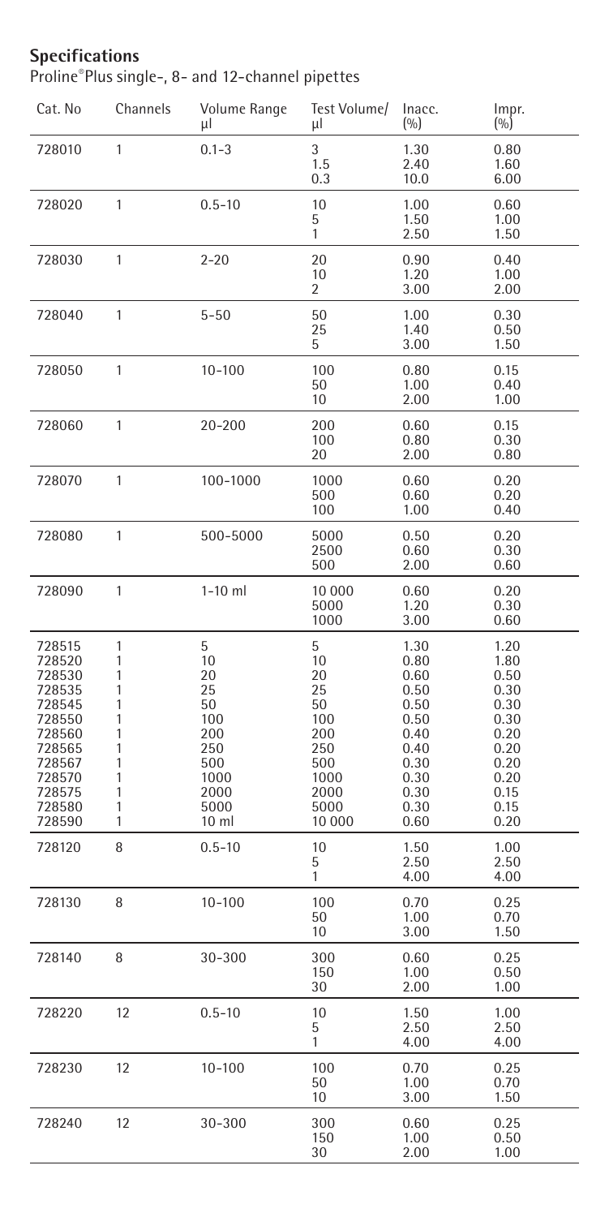## Specifications

Proline®Plus single-, 8- and 12-channel pipettes

| Cat. No | Channels | Volume Range µl | Test Volume/ µl | Inacc. (%) | Impr. (%) |
|---|---|---|---|---|---|
| 728010 | 1 | 0.1-3 | 3 | 1.30 | 0.80 |
| | | | 1.5 | 2.40 | 1.60 |
| | | | 0.3 | 10.0 | 6.00 |
| 728020 | 1 | 0.5-10 | 10 | 1.00 | 0.60 |
| | | | 5 | 1.50 | 1.00 |
| | | | 1 | 2.50 | 1.50 |
| 728030 | 1 | 2-20 | 20 | 0.90 | 0.40 |
| | | | 10 | 1.20 | 1.00 |
| | | | 2 | 3.00 | 2.00 |
| 728040 | 1 | 5-50 | 50 | 1.00 | 0.30 |
| | | | 25 | 1.40 | 0.50 |
| | | | 5 | 3.00 | 1.50 |
| 728050 | 1 | 10-100 | 100 | 0.80 | 0.15 |
| | | | 50 | 1.00 | 0.40 |
| | | | 10 | 2.00 | 1.00 |
| 728060 | 1 | 20-200 | 200 | 0.60 | 0.15 |
| | | | 100 | 0.80 | 0.30 |
| | | | 20 | 2.00 | 0.80 |
| 728070 | 1 | 100-1000 | 1000 | 0.60 | 0.20 |
| | | | 500 | 0.60 | 0.20 |
| | | | 100 | 1.00 | 0.40 |
| 728080 | 1 | 500-5000 | 5000 | 0.50 | 0.20 |
| | | | 2500 | 0.60 | 0.30 |
| | | | 500 | 2.00 | 0.60 |
| 728090 | 1 | 1-10 ml | 10 000 | 0.60 | 0.20 |
| | | | 5000 | 1.20 | 0.30 |
| | | | 1000 | 3.00 | 0.60 |
| 728515 | 1 | 5 | 5 | 1.30 | 1.20 |
| 728520 | 1 | 10 | 10 | 0.80 | 1.80 |
| 728530 | 1 | 20 | 20 | 0.60 | 0.50 |
| 728535 | 1 | 25 | 25 | 0.50 | 0.30 |
| 728545 | 1 | 50 | 50 | 0.50 | 0.30 |
| 728550 | 1 | 100 | 100 | 0.50 | 0.30 |
| 728560 | 1 | 200 | 200 | 0.40 | 0.20 |
| 728565 | 1 | 250 | 250 | 0.40 | 0.20 |
| 728567 | 1 | 500 | 500 | 0.30 | 0.20 |
| 728570 | 1 | 1000 | 1000 | 0.30 | 0.20 |
| 728575 | 1 | 2000 | 2000 | 0.30 | 0.15 |
| 728580 | 1 | 5000 | 5000 | 0.30 | 0.15 |
| 728590 | 1 | 10 ml | 10 000 | 0.60 | 0.20 |
| 728120 | 8 | 0.5-10 | 10 | 1.50 | 1.00 |
| | | | 5 | 2.50 | 2.50 |
| | | | 1 | 4.00 | 4.00 |
| 728130 | 8 | 10-100 | 100 | 0.70 | 0.25 |
| | | | 50 | 1.00 | 0.70 |
| | | | 10 | 3.00 | 1.50 |
| 728140 | 8 | 30-300 | 300 | 0.60 | 0.25 |
| | | | 150 | 1.00 | 0.50 |
| | | | 30 | 2.00 | 1.00 |
| 728220 | 12 | 0.5-10 | 10 | 1.50 | 1.00 |
| | | | 5 | 2.50 | 2.50 |
| | | | 1 | 4.00 | 4.00 |
| 728230 | 12 | 10-100 | 100 | 0.70 | 0.25 |
| | | | 50 | 1.00 | 0.70 |
| | | | 10 | 3.00 | 1.50 |
| 728240 | 12 | 30-300 | 300 | 0.60 | 0.25 |
| | | | 150 | 1.00 | 0.50 |
| | | | 30 | 2.00 | 1.00 |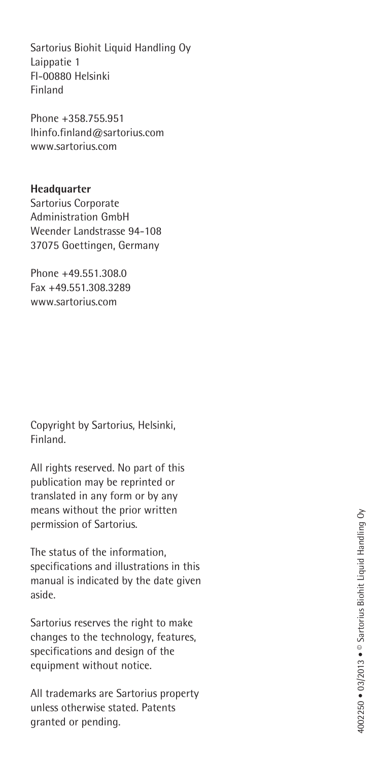Sartorius Biohit Liquid Handling Oy
Laippatie 1
FI-00880 Helsinki
Finland

Phone +358.755.951
lhinfo.finland@sartorius.com
www.sartorius.com

**Headquarter**
Sartorius Corporate
Administration GmbH
Weender Landstrasse 94-108
37075 Goettingen, Germany

Phone +49.551.308.0
Fax +49.551.308.3289
www.sartorius.com

Copyright by Sartorius, Helsinki, Finland.

All rights reserved. No part of this publication may be reprinted or translated in any form or by any means without the prior written permission of Sartorius.

The status of the information, specifications and illustrations in this manual is indicated by the date given aside.

Sartorius reserves the right to make changes to the technology, features, specifications and design of the equipment without notice.

All trademarks are Sartorius property unless otherwise stated. Patents granted or pending.

4002250 • 03/2013 • © Sartorius Biohit Liquid Handling Oy